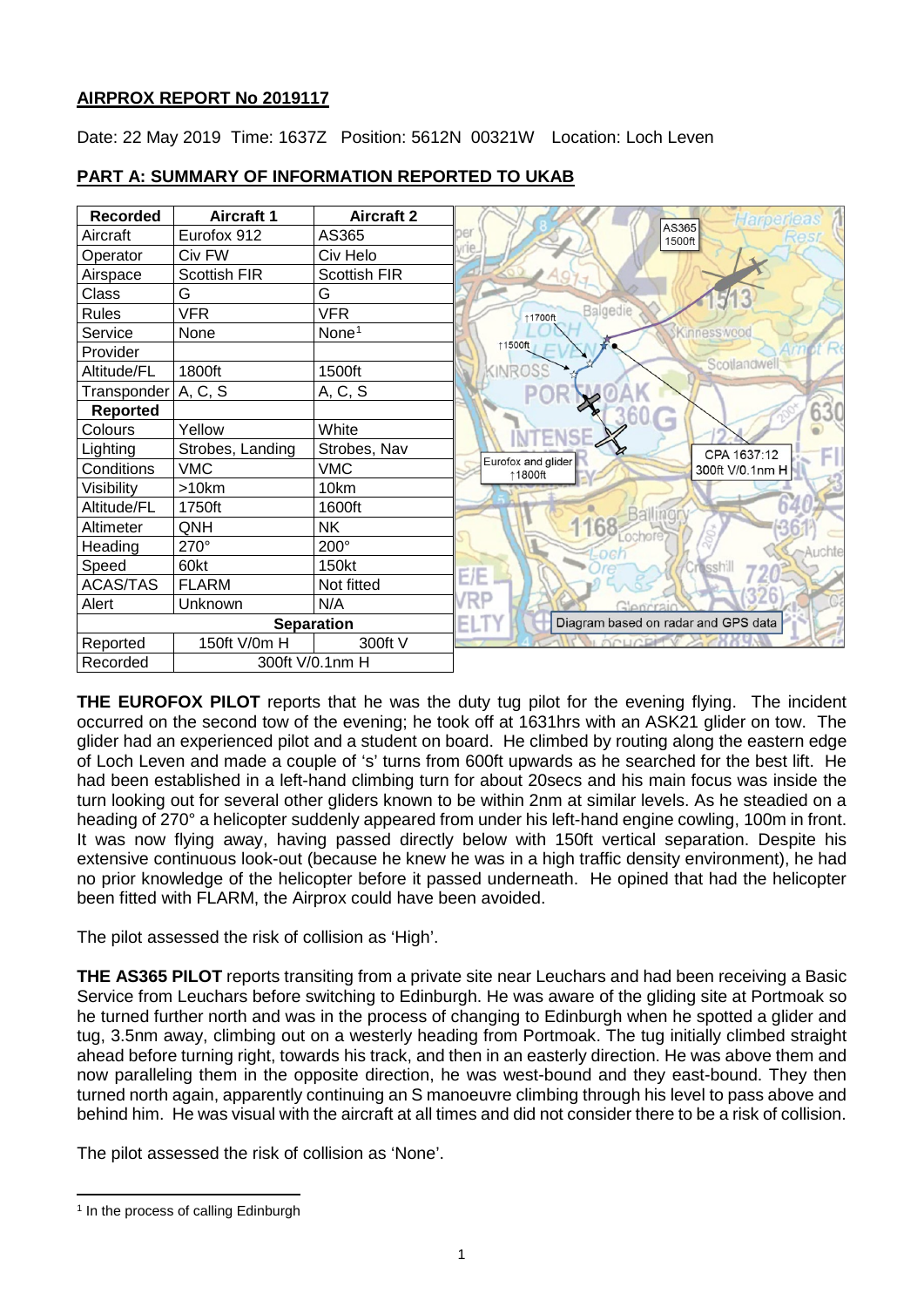**AIRPROX REPORT No 2019117**

Date: 22 May 2019 Time: 1637Z Position: 5612N 00321W Location: Loch Leven

**PART A: SUMMARY OF INFORMATION REPORTED TO UKAB**

| Recorded | Aircraft 1 | Aircraft 2 |
|---|---|---|
| Aircraft | Eurofox 912 | AS365 |
| Operator | Civ FW | Civ Helo |
| Airspace | Scottish FIR | Scottish FIR |
| Class | G | G |
| Rules | VFR | VFR |
| Service | None | None[1] |
| Provider | | |
| Altitude/FL | 1800ft | 1500ft |
| Transponder | A, C, S | A, C, S |
| **Reported** | | |
| Colours | Yellow | White |
| Lighting | Strobes, Landing | Strobes, Nav |
| Conditions | VMC | VMC |
| Visibility | >10km | 10km |
| Altitude/FL | 1750ft | 1600ft |
| Altimeter | QNH | NK |
| Heading | 270° | 200° |
| Speed | 60kt | 150kt |
| ACAS/TAS | FLARM | Not fitted |
| Alert | Unknown | N/A |
| **Separation** | | |
| Reported | 150ft V/0m H | 300ft V |
| Recorded | 300ft V/0.1nm H | |

AS365 1500ft
↑1700ft
↑1500ft
Eurofox and glider ↑1800ft
CPA 1637:12 300ft V/0.1nm H
Diagram based on radar and GPS data

**THE EUROFOX PILOT** reports that he was the duty tug pilot for the evening flying. The incident occurred on the second tow of the evening; he took off at 1631hrs with an ASK21 glider on tow. The glider had an experienced pilot and a student on board. He climbed by routing along the eastern edge of Loch Leven and made a couple of 's' turns from 600ft upwards as he searched for the best lift. He had been established in a left-hand climbing turn for about 20secs and his main focus was inside the turn looking out for several other gliders known to be within 2nm at similar levels. As he steadied on a heading of 270° a helicopter suddenly appeared from under his left-hand engine cowling, 100m in front. It was now flying away, having passed directly below with 150ft vertical separation. Despite his extensive continuous look-out (because he knew he was in a high traffic density environment), he had no prior knowledge of the helicopter before it passed underneath. He opined that had the helicopter been fitted with FLARM, the Airprox could have been avoided.

The pilot assessed the risk of collision as 'High'.

**THE AS365 PILOT** reports transiting from a private site near Leuchars and had been receiving a Basic Service from Leuchars before switching to Edinburgh. He was aware of the gliding site at Portmoak so he turned further north and was in the process of changing to Edinburgh when he spotted a glider and tug, 3.5nm away, climbing out on a westerly heading from Portmoak. The tug initially climbed straight ahead before turning right, towards his track, and then in an easterly direction. He was above them and now paralleling them in the opposite direction, he was west-bound and they east-bound. They then turned north again, apparently continuing an S manoeuvre climbing through his level to pass above and behind him. He was visual with the aircraft at all times and did not consider there to be a risk of collision.

The pilot assessed the risk of collision as 'None'.

[1] In the process of calling Edinburgh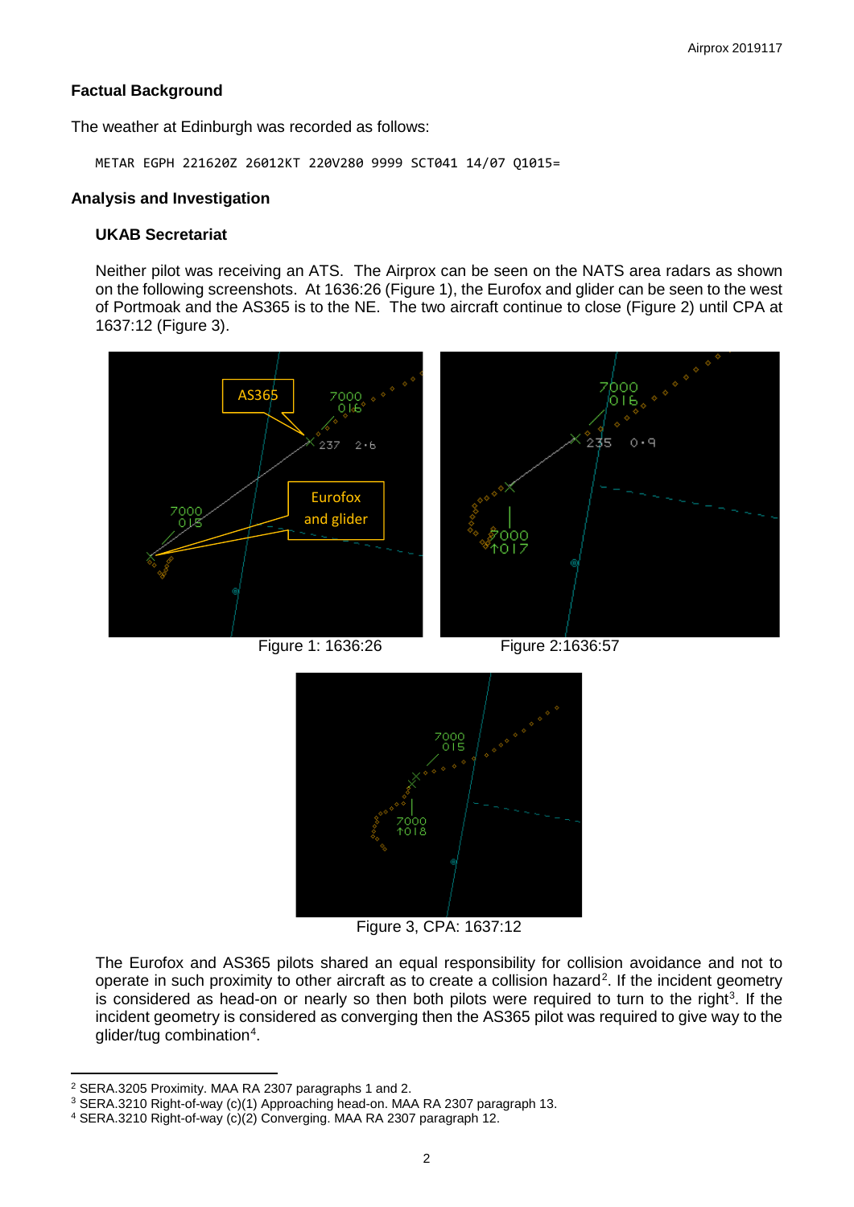## Factual Background

The weather at Edinburgh was recorded as follows:

```
METAR EGPH 221620Z 26012KT 220V280 9999 SCT041 14/07 Q1015=
```

## Analysis and Investigation

### UKAB Secretariat

Neither pilot was receiving an ATS. The Airprox can be seen on the NATS area radars as shown on the following screenshots. At 1636:26 (Figure 1), the Eurofox and glider can be seen to the west of Portmoak and the AS365 is to the NE. The two aircraft continue to close (Figure 2) until CPA at 1637:12 (Figure 3).

Figure 1: 1636:26

Figure 2:1636:57

Figure 3, CPA: 1637:12

The Eurofox and AS365 pilots shared an equal responsibility for collision avoidance and not to operate in such proximity to other aircraft as to create a collision hazard[2]. If the incident geometry is considered as head-on or nearly so then both pilots were required to turn to the right[3]. If the incident geometry is considered as converging then the AS365 pilot was required to give way to the glider/tug combination[4].

---

[2] SERA.3205 Proximity. MAA RA 2307 paragraphs 1 and 2.

[3] SERA.3210 Right-of-way (c)(1) Approaching head-on. MAA RA 2307 paragraph 13.

[4] SERA.3210 Right-of-way (c)(2) Converging. MAA RA 2307 paragraph 12.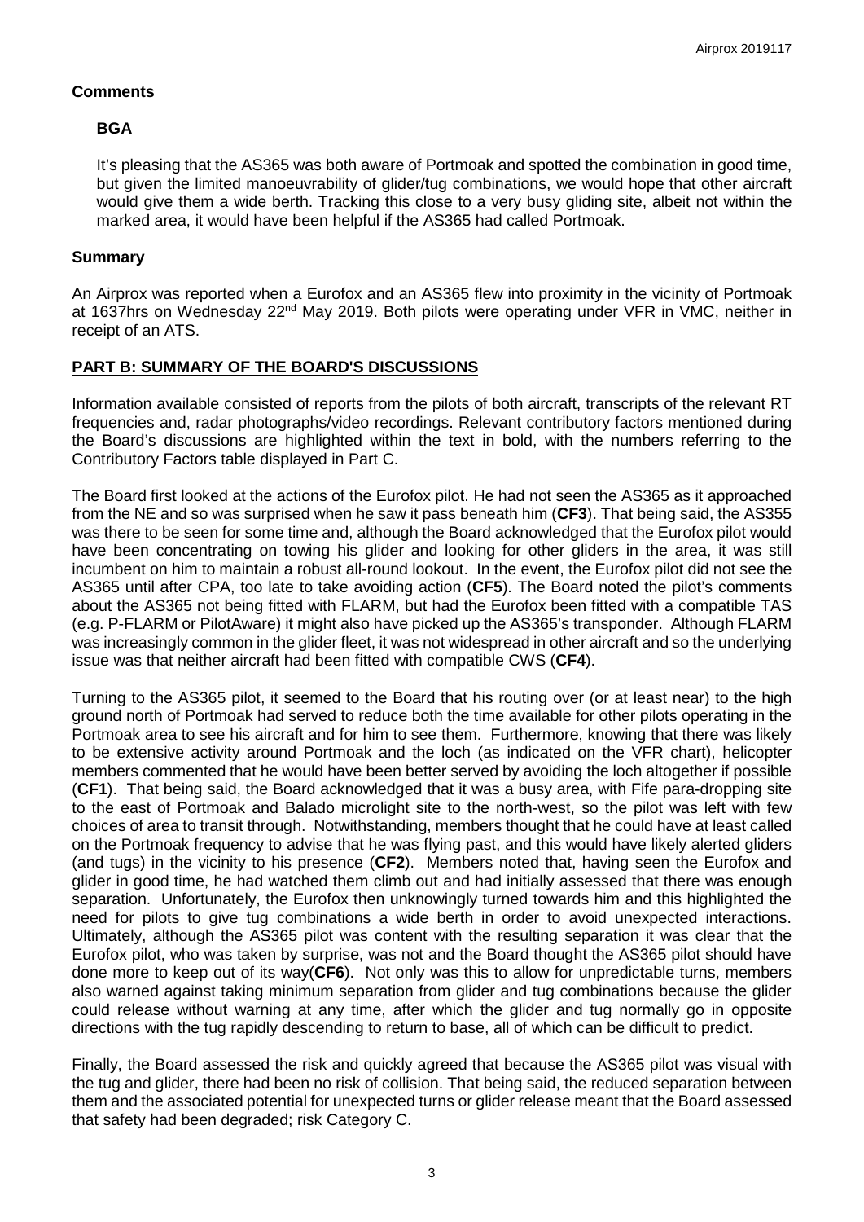## Comments

### BGA

It's pleasing that the AS365 was both aware of Portmoak and spotted the combination in good time, but given the limited manoeuvrability of glider/tug combinations, we would hope that other aircraft would give them a wide berth. Tracking this close to a very busy gliding site, albeit not within the marked area, it would have been helpful if the AS365 had called Portmoak.

## Summary

An Airprox was reported when a Eurofox and an AS365 flew into proximity in the vicinity of Portmoak at 1637hrs on Wednesday 22nd May 2019. Both pilots were operating under VFR in VMC, neither in receipt of an ATS.

## PART B: SUMMARY OF THE BOARD'S DISCUSSIONS

Information available consisted of reports from the pilots of both aircraft, transcripts of the relevant RT frequencies and, radar photographs/video recordings. Relevant contributory factors mentioned during the Board's discussions are highlighted within the text in bold, with the numbers referring to the Contributory Factors table displayed in Part C.

The Board first looked at the actions of the Eurofox pilot. He had not seen the AS365 as it approached from the NE and so was surprised when he saw it pass beneath him (**CF3**). That being said, the AS355 was there to be seen for some time and, although the Board acknowledged that the Eurofox pilot would have been concentrating on towing his glider and looking for other gliders in the area, it was still incumbent on him to maintain a robust all-round lookout. In the event, the Eurofox pilot did not see the AS365 until after CPA, too late to take avoiding action (**CF5**). The Board noted the pilot's comments about the AS365 not being fitted with FLARM, but had the Eurofox been fitted with a compatible TAS (e.g. P-FLARM or PilotAware) it might also have picked up the AS365's transponder. Although FLARM was increasingly common in the glider fleet, it was not widespread in other aircraft and so the underlying issue was that neither aircraft had been fitted with compatible CWS (**CF4**).

Turning to the AS365 pilot, it seemed to the Board that his routing over (or at least near) to the high ground north of Portmoak had served to reduce both the time available for other pilots operating in the Portmoak area to see his aircraft and for him to see them. Furthermore, knowing that there was likely to be extensive activity around Portmoak and the loch (as indicated on the VFR chart), helicopter members commented that he would have been better served by avoiding the loch altogether if possible (**CF1**). That being said, the Board acknowledged that it was a busy area, with Fife para-dropping site to the east of Portmoak and Balado microlight site to the north-west, so the pilot was left with few choices of area to transit through. Notwithstanding, members thought that he could have at least called on the Portmoak frequency to advise that he was flying past, and this would have likely alerted gliders (and tugs) in the vicinity to his presence (**CF2**). Members noted that, having seen the Eurofox and glider in good time, he had watched them climb out and had initially assessed that there was enough separation. Unfortunately, the Eurofox then unknowingly turned towards him and this highlighted the need for pilots to give tug combinations a wide berth in order to avoid unexpected interactions. Ultimately, although the AS365 pilot was content with the resulting separation it was clear that the Eurofox pilot, who was taken by surprise, was not and the Board thought the AS365 pilot should have done more to keep out of its way(**CF6**). Not only was this to allow for unpredictable turns, members also warned against taking minimum separation from glider and tug combinations because the glider could release without warning at any time, after which the glider and tug normally go in opposite directions with the tug rapidly descending to return to base, all of which can be difficult to predict.

Finally, the Board assessed the risk and quickly agreed that because the AS365 pilot was visual with the tug and glider, there had been no risk of collision. That being said, the reduced separation between them and the associated potential for unexpected turns or glider release meant that the Board assessed that safety had been degraded; risk Category C.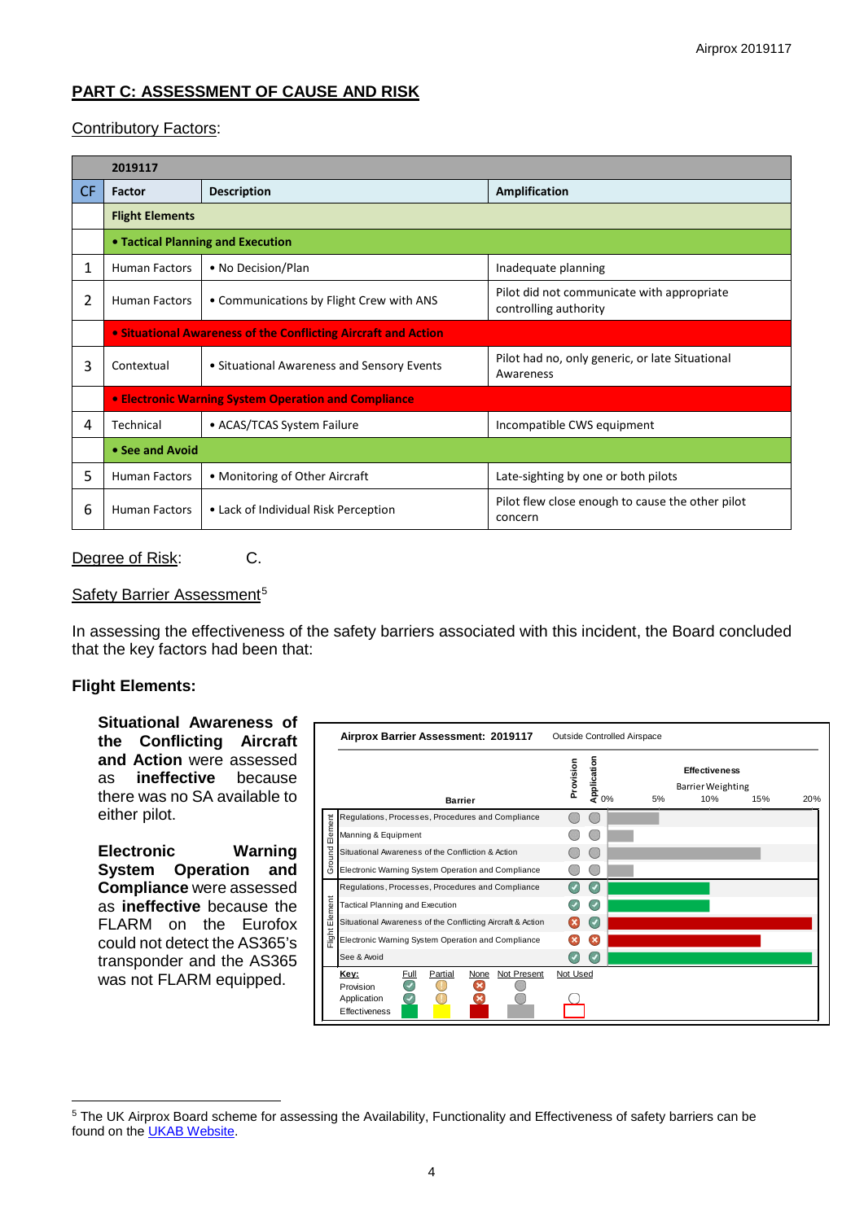## PART C: ASSESSMENT OF CAUSE AND RISK

Contributory Factors:

| | 2019117 | | |
|---|---|---|---|
| CF | Factor | Description | Amplification |
| | **Flight Elements** | | |
| | **• Tactical Planning and Execution** | | |
| 1 | Human Factors | • No Decision/Plan | Inadequate planning |
| 2 | Human Factors | • Communications by Flight Crew with ANS | Pilot did not communicate with appropriate controlling authority |
| | **• Situational Awareness of the Conflicting Aircraft and Action** | | |
| 3 | Contextual | • Situational Awareness and Sensory Events | Pilot had no, only generic, or late Situational Awareness |
| | **• Electronic Warning System Operation and Compliance** | | |
| 4 | Technical | • ACAS/TCAS System Failure | Incompatible CWS equipment |
| | **• See and Avoid** | | |
| 5 | Human Factors | • Monitoring of Other Aircraft | Late-sighting by one or both pilots |
| 6 | Human Factors | • Lack of Individual Risk Perception | Pilot flew close enough to cause the other pilot concern |

Degree of Risk: C.

Safety Barrier Assessment[5]

In assessing the effectiveness of the safety barriers associated with this incident, the Board concluded that the key factors had been that:

**Flight Elements:**

**Situational Awareness of the Conflicting Aircraft and Action** were assessed as **ineffective** because there was no SA available to either pilot.

**Electronic Warning System Operation and Compliance** were assessed as **ineffective** because the FLARM on the Eurofox could not detect the AS365's transponder and the AS365 was not FLARM equipped.

Airprox Barrier Assessment: 2019117
Outside Controlled Airspace

Barrier
Provision
Application
Effectiveness
Barrier Weighting
0% 5% 10% 15% 20%

Ground Element
Regulations, Processes, Procedures and Compliance
Manning & Equipment
Situational Awareness of the Confliction & Action
Electronic Warning System Operation and Compliance

Flight Element
Regulations, Processes, Procedures and Compliance
Tactical Planning and Execution
Situational Awareness of the Conflicting Aircraft & Action
Electronic Warning System Operation and Compliance
See & Avoid

Key: Full Partial None Not Present Not Used
Provision
Application
Effectiveness

[5] The UK Airprox Board scheme for assessing the Availability, Functionality and Effectiveness of safety barriers can be found on the UKAB Website.